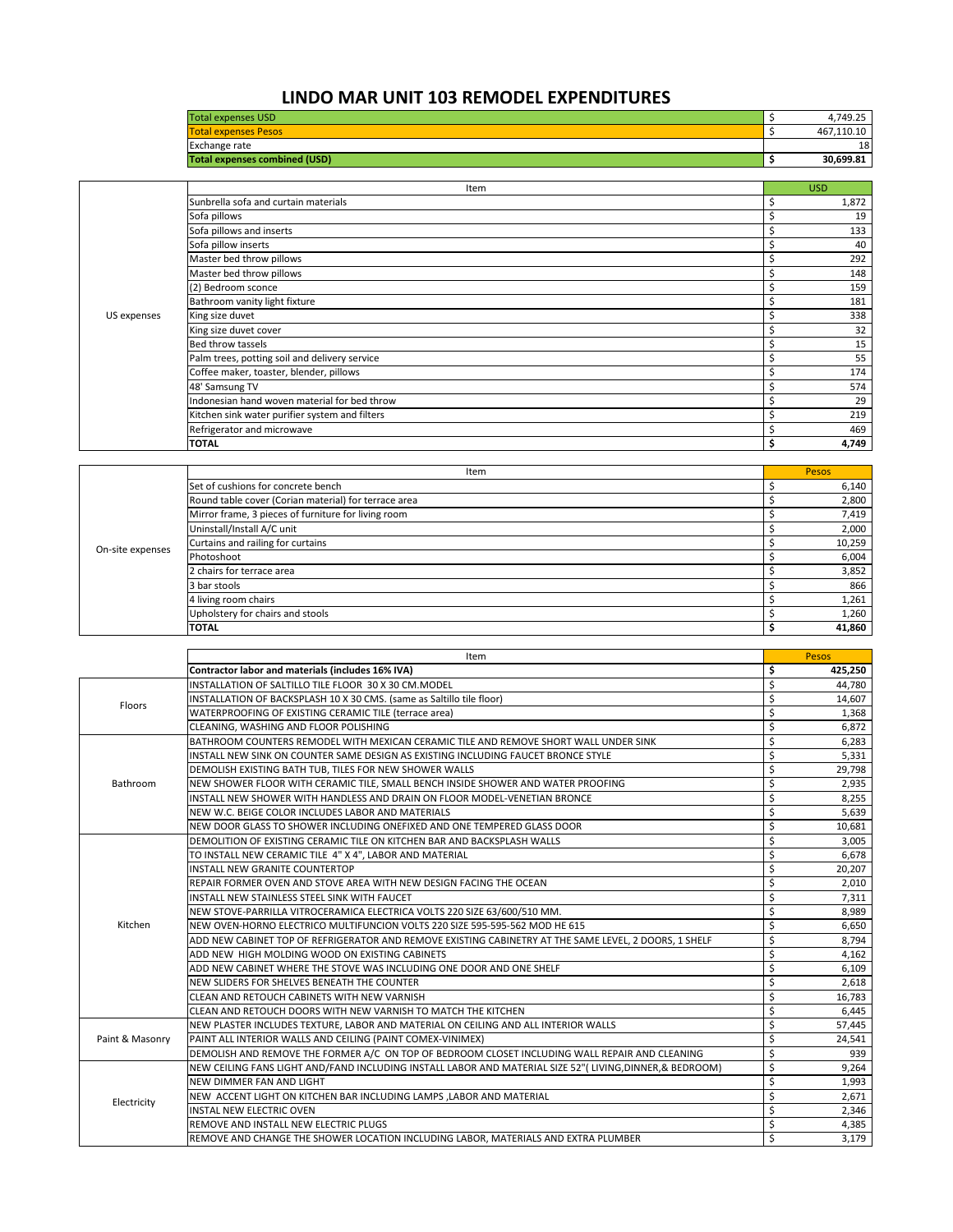# LINDO MAR UNIT 103 REMODEL EXPENDITURES

| | |
|---|---|
| Total expenses USD | $ 4,749.25 |
| Total expenses Pesos | $ 467,110.10 |
| Exchange rate | 18 |
| **Total expenses combined (USD)** | **$ 30,699.81** |

| | Item | USD |
|---|---|---|
| US expenses | Sunbrella sofa and curtain materials | $ 1,872 |
| | Sofa pillows | $ 19 |
| | Sofa pillows and inserts | $ 133 |
| | Sofa pillow inserts | $ 40 |
| | Master bed throw pillows | $ 292 |
| | Master bed throw pillows | $ 148 |
| | (2) Bedroom sconce | $ 159 |
| | Bathroom vanity light fixture | $ 181 |
| | King size duvet | $ 338 |
| | King size duvet cover | $ 32 |
| | Bed throw tassels | $ 15 |
| | Palm trees, potting soil and delivery service | $ 55 |
| | Coffee maker, toaster, blender, pillows | $ 174 |
| | 48' Samsung TV | $ 574 |
| | Indonesian hand woven material for bed throw | $ 29 |
| | Kitchen sink water purifier system and filters | $ 219 |
| | Refrigerator and microwave | $ 469 |
| | **TOTAL** | **$ 4,749** |

| | Item | Pesos |
|---|---|---|
| On-site expenses | Set of cushions for concrete bench | $ 6,140 |
| | Round table cover (Corian material) for terrace area | $ 2,800 |
| | Mirror frame, 3 pieces of furniture for living room | $ 7,419 |
| | Uninstall/Install A/C unit | $ 2,000 |
| | Curtains and railing for curtains | $ 10,259 |
| | Photoshoot | $ 6,004 |
| | 2 chairs for terrace area | $ 3,852 |
| | 3 bar stools | $ 866 |
| | 4 living room chairs | $ 1,261 |
| | Upholstery for chairs and stools | $ 1,260 |
| | **TOTAL** | **$ 41,860** |

| | Item | Pesos |
|---|---|---|
| | **Contractor labor and materials (includes 16% IVA)** | **$ 425,250** |
| Floors | INSTALLATION OF SALTILLO TILE FLOOR 30 X 30 CM.MODEL | $ 44,780 |
| | INSTALLATION OF BACKSPLASH 10 X 30 CMS. (same as Saltillo tile floor) | $ 14,607 |
| | WATERPROOFING OF EXISTING CERAMIC TILE (terrace area) | $ 1,368 |
| | CLEANING, WASHING AND FLOOR POLISHING | $ 6,872 |
| Bathroom | BATHROOM COUNTERS REMODEL WITH MEXICAN CERAMIC TILE AND REMOVE SHORT WALL UNDER SINK | $ 6,283 |
| | INSTALL NEW SINK ON COUNTER SAME DESIGN AS EXISTING INCLUDING FAUCET BRONCE STYLE | $ 5,331 |
| | DEMOLISH EXISTING BATH TUB, TILES FOR NEW SHOWER WALLS | $ 29,798 |
| | NEW SHOWER FLOOR WITH CERAMIC TILE, SMALL BENCH INSIDE SHOWER AND WATER PROOFING | $ 2,935 |
| | INSTALL NEW SHOWER WITH HANDLESS AND DRAIN ON FLOOR MODEL-VENETIAN BRONCE | $ 8,255 |
| | NEW W.C. BEIGE COLOR INCLUDES LABOR AND MATERIALS | $ 5,639 |
| | NEW DOOR GLASS TO SHOWER INCLUDING ONEFIXED AND ONE TEMPERED GLASS DOOR | $ 10,681 |
| Kitchen | DEMOLITION OF EXISTING CERAMIC TILE ON KITCHEN BAR AND BACKSPLASH WALLS | $ 3,005 |
| | TO INSTALL NEW CERAMIC TILE 4" X 4", LABOR AND MATERIAL | $ 6,678 |
| | INSTALL NEW GRANITE COUNTERTOP | $ 20,207 |
| | REPAIR FORMER OVEN AND STOVE AREA WITH NEW DESIGN FACING THE OCEAN | $ 2,010 |
| | INSTALL NEW STAINLESS STEEL SINK WITH FAUCET | $ 7,311 |
| | NEW STOVE-PARRILLA VITROCERAMICA ELECTRICA VOLTS 220 SIZE 63/600/510 MM. | $ 8,989 |
| | NEW OVEN-HORNO ELECTRICO MULTIFUNCION VOLTS 220 SIZE 595-595-562 MOD HE 615 | $ 6,650 |
| | ADD NEW CABINET TOP OF REFRIGERATOR AND REMOVE EXISTING CABINETRY AT THE SAME LEVEL, 2 DOORS, 1 SHELF | $ 8,794 |
| | ADD NEW HIGH MOLDING WOOD ON EXISTING CABINETS | $ 4,162 |
| | ADD NEW CABINET WHERE THE STOVE WAS INCLUDING ONE DOOR AND ONE SHELF | $ 6,109 |
| | NEW SLIDERS FOR SHELVES BENEATH THE COUNTER | $ 2,618 |
| | CLEAN AND RETOUCH CABINETS WITH NEW VARNISH | $ 16,783 |
| | CLEAN AND RETOUCH DOORS WITH NEW VARNISH TO MATCH THE KITCHEN | $ 6,445 |
| Paint & Masonry | NEW PLASTER INCLUDES TEXTURE, LABOR AND MATERIAL ON CEILING AND ALL INTERIOR WALLS | $ 57,445 |
| | PAINT ALL INTERIOR WALLS AND CEILING (PAINT COMEX-VINIMEX) | $ 24,541 |
| | DEMOLISH AND REMOVE THE FORMER A/C ON TOP OF BEDROOM CLOSET INCLUDING WALL REPAIR AND CLEANING | $ 939 |
| Electricity | NEW CEILING FANS LIGHT AND/FAND INCLUDING INSTALL LABOR AND MATERIAL SIZE 52"( LIVING,DINNER,& BEDROOM) | $ 9,264 |
| | NEW DIMMER FAN AND LIGHT | $ 1,993 |
| | NEW ACCENT LIGHT ON KITCHEN BAR INCLUDING LAMPS ,LABOR AND MATERIAL | $ 2,671 |
| | INSTAL NEW ELECTRIC OVEN | $ 2,346 |
| | REMOVE AND INSTALL NEW ELECTRIC PLUGS | $ 4,385 |
| | REMOVE AND CHANGE THE SHOWER LOCATION INCLUDING LABOR, MATERIALS AND EXTRA PLUMBER | $ 3,179 |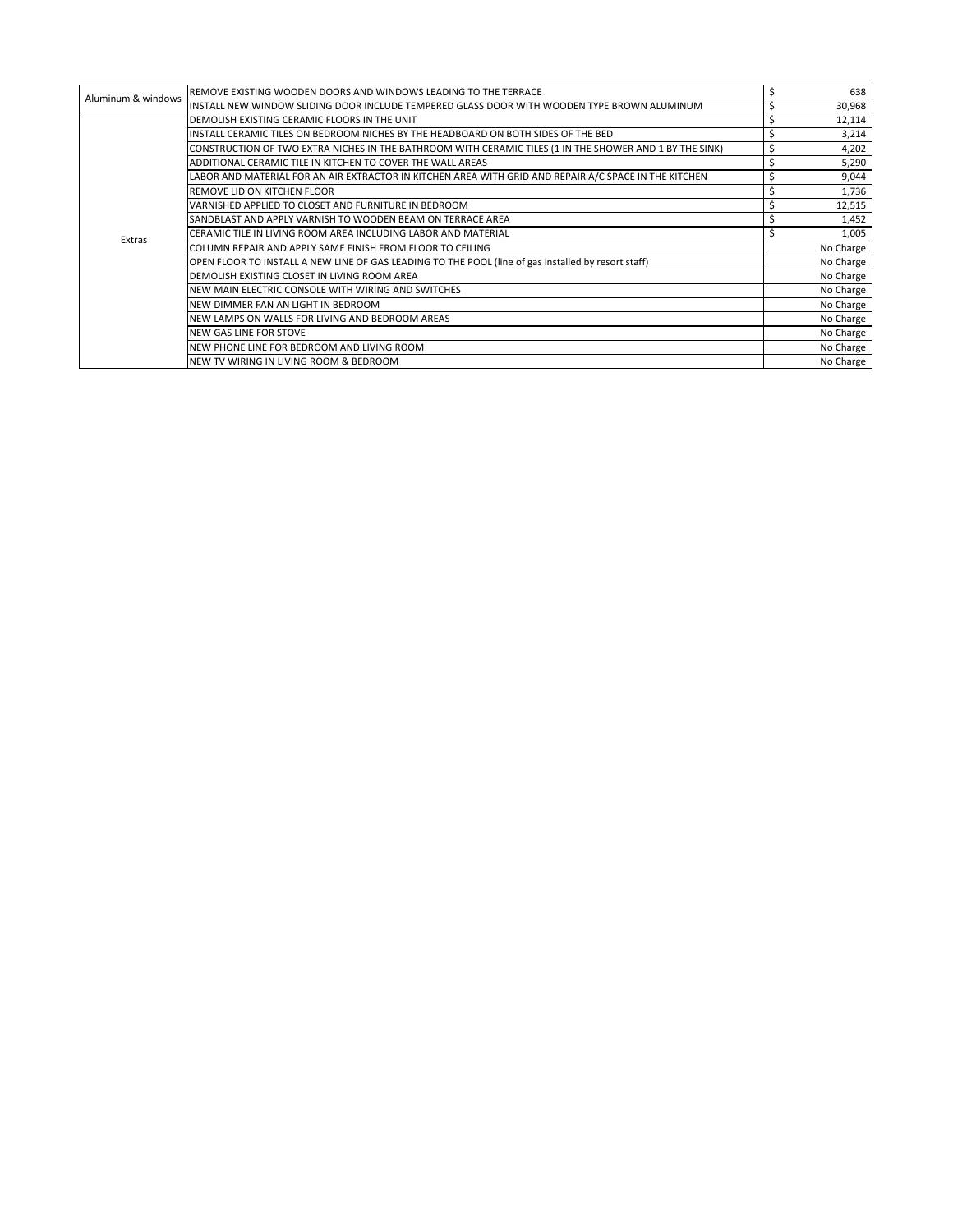| | | | |
|---|---|---|---|
| Aluminum & windows | REMOVE EXISTING WOODEN DOORS AND WINDOWS LEADING TO THE TERRACE | $ | 638 |
| | INSTALL NEW WINDOW SLIDING DOOR INCLUDE TEMPERED GLASS DOOR WITH WOODEN TYPE BROWN ALUMINUM | $ | 30,968 |
| Extras | DEMOLISH EXISTING CERAMIC FLOORS IN THE UNIT | $ | 12,114 |
| | INSTALL CERAMIC TILES ON BEDROOM NICHES BY THE HEADBOARD ON BOTH SIDES OF THE BED | $ | 3,214 |
| | CONSTRUCTION OF TWO EXTRA NICHES IN THE BATHROOM WITH CERAMIC TILES (1 IN THE SHOWER AND 1 BY THE SINK) | $ | 4,202 |
| | ADDITIONAL CERAMIC TILE IN KITCHEN TO COVER THE WALL AREAS | $ | 5,290 |
| | LABOR AND MATERIAL FOR AN AIR EXTRACTOR IN KITCHEN AREA WITH GRID AND REPAIR A/C SPACE IN THE KITCHEN | $ | 9,044 |
| | REMOVE LID ON KITCHEN FLOOR | $ | 1,736 |
| | VARNISHED APPLIED TO CLOSET AND FURNITURE IN BEDROOM | $ | 12,515 |
| | SANDBLAST AND APPLY VARNISH TO WOODEN BEAM ON TERRACE AREA | $ | 1,452 |
| | CERAMIC TILE IN LIVING ROOM AREA INCLUDING LABOR AND MATERIAL | $ | 1,005 |
| | COLUMN REPAIR AND APPLY SAME FINISH FROM FLOOR TO CEILING | | No Charge |
| | OPEN FLOOR TO INSTALL A NEW LINE OF GAS LEADING TO THE POOL (line of gas installed by resort staff) | | No Charge |
| | DEMOLISH EXISTING CLOSET IN LIVING ROOM AREA | | No Charge |
| | NEW MAIN ELECTRIC CONSOLE WITH WIRING AND SWITCHES | | No Charge |
| | NEW DIMMER FAN AN LIGHT IN BEDROOM | | No Charge |
| | NEW LAMPS ON WALLS FOR LIVING AND BEDROOM AREAS | | No Charge |
| | NEW GAS LINE FOR STOVE | | No Charge |
| | NEW PHONE LINE FOR BEDROOM AND LIVING ROOM | | No Charge |
| | NEW TV WIRING IN LIVING ROOM & BEDROOM | | No Charge |